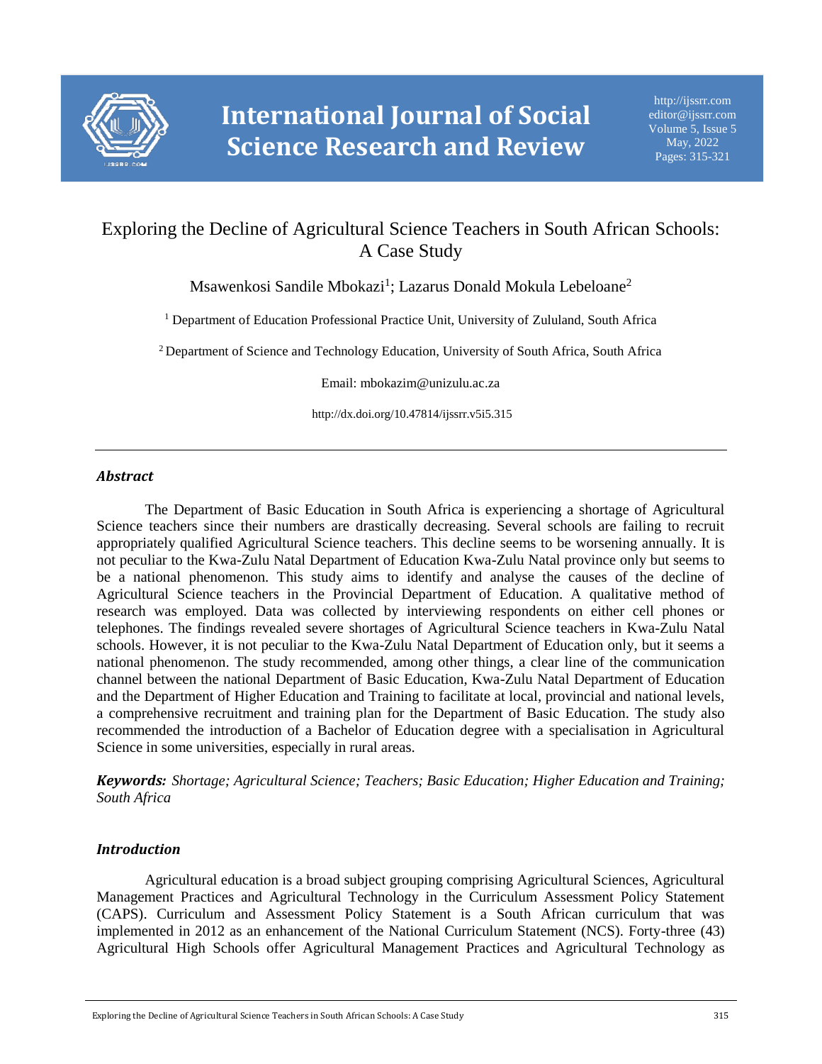# Exploring the Decline of Agricultural Science Teachers in South African Schools: A Case Study

Msawenkosi Sandile Mbokazi[1]; Lazarus Donald Mokula Lebeloane[2]

[1] Department of Education Professional Practice Unit, University of Zululand, South Africa

[2] Department of Science and Technology Education, University of South Africa, South Africa

Email: mbokazim@unizulu.ac.za

http://dx.doi.org/10.47814/ijssrr.v5i5.315

---

## *Abstract*

The Department of Basic Education in South Africa is experiencing a shortage of Agricultural Science teachers since their numbers are drastically decreasing. Several schools are failing to recruit appropriately qualified Agricultural Science teachers. This decline seems to be worsening annually. It is not peculiar to the Kwa-Zulu Natal Department of Education Kwa-Zulu Natal province only but seems to be a national phenomenon. This study aims to identify and analyse the causes of the decline of Agricultural Science teachers in the Provincial Department of Education. A qualitative method of research was employed. Data was collected by interviewing respondents on either cell phones or telephones. The findings revealed severe shortages of Agricultural Science teachers in Kwa-Zulu Natal schools. However, it is not peculiar to the Kwa-Zulu Natal Department of Education only, but it seems a national phenomenon. The study recommended, among other things, a clear line of the communication channel between the national Department of Basic Education, Kwa-Zulu Natal Department of Education and the Department of Higher Education and Training to facilitate at local, provincial and national levels, a comprehensive recruitment and training plan for the Department of Basic Education. The study also recommended the introduction of a Bachelor of Education degree with a specialisation in Agricultural Science in some universities, especially in rural areas.

***Keywords:*** *Shortage; Agricultural Science; Teachers; Basic Education; Higher Education and Training; South Africa*

## *Introduction*

Agricultural education is a broad subject grouping comprising Agricultural Sciences, Agricultural Management Practices and Agricultural Technology in the Curriculum Assessment Policy Statement (CAPS). Curriculum and Assessment Policy Statement is a South African curriculum that was implemented in 2012 as an enhancement of the National Curriculum Statement (NCS). Forty-three (43) Agricultural High Schools offer Agricultural Management Practices and Agricultural Technology as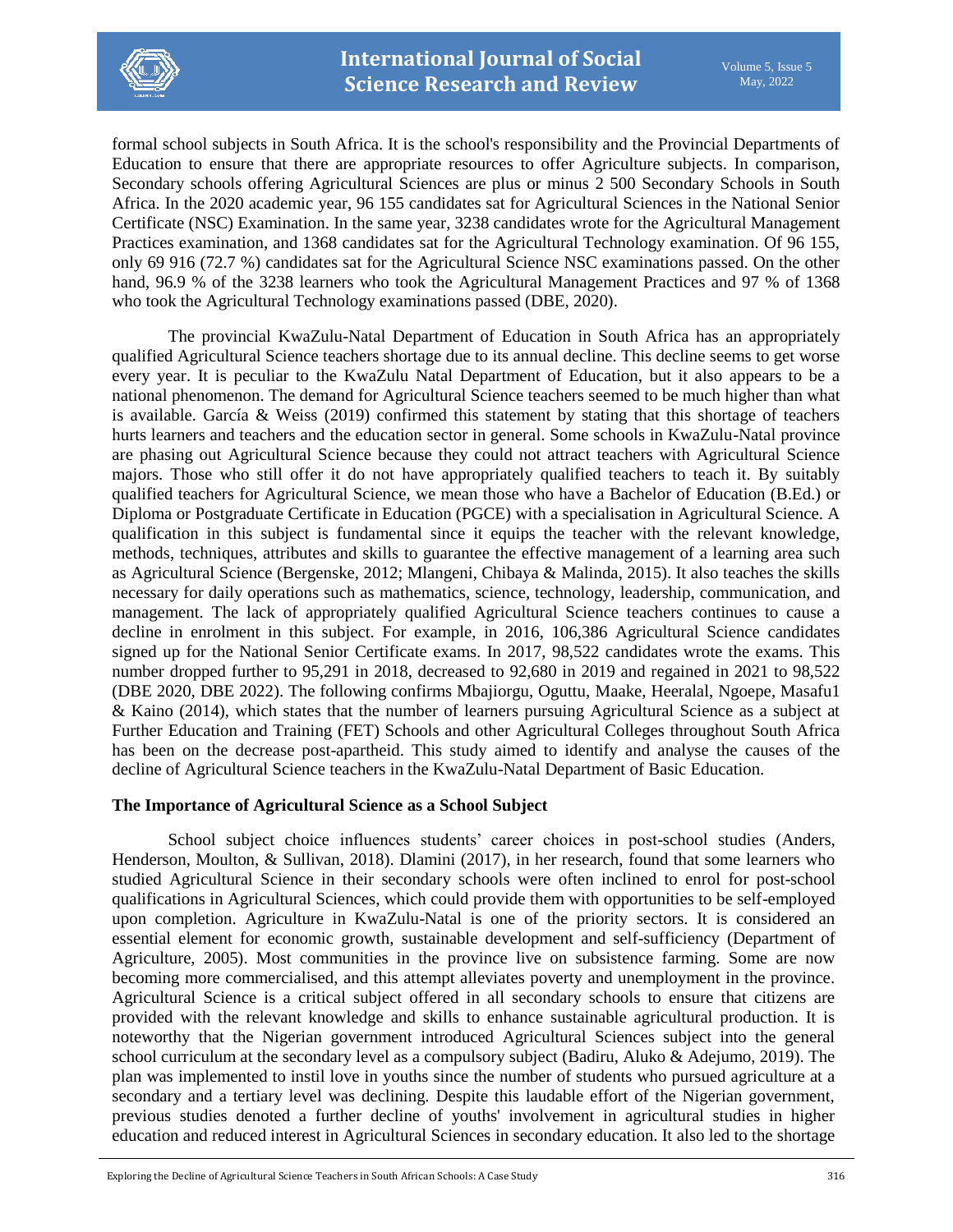formal school subjects in South Africa. It is the school's responsibility and the Provincial Departments of Education to ensure that there are appropriate resources to offer Agriculture subjects. In comparison, Secondary schools offering Agricultural Sciences are plus or minus 2 500 Secondary Schools in South Africa. In the 2020 academic year, 96 155 candidates sat for Agricultural Sciences in the National Senior Certificate (NSC) Examination. In the same year, 3238 candidates wrote for the Agricultural Management Practices examination, and 1368 candidates sat for the Agricultural Technology examination. Of 96 155, only 69 916 (72.7 %) candidates sat for the Agricultural Science NSC examinations passed. On the other hand, 96.9 % of the 3238 learners who took the Agricultural Management Practices and 97 % of 1368 who took the Agricultural Technology examinations passed (DBE, 2020).

The provincial KwaZulu-Natal Department of Education in South Africa has an appropriately qualified Agricultural Science teachers shortage due to its annual decline. This decline seems to get worse every year. It is peculiar to the KwaZulu Natal Department of Education, but it also appears to be a national phenomenon. The demand for Agricultural Science teachers seemed to be much higher than what is available. García & Weiss (2019) confirmed this statement by stating that this shortage of teachers hurts learners and teachers and the education sector in general. Some schools in KwaZulu-Natal province are phasing out Agricultural Science because they could not attract teachers with Agricultural Science majors. Those who still offer it do not have appropriately qualified teachers to teach it. By suitably qualified teachers for Agricultural Science, we mean those who have a Bachelor of Education (B.Ed.) or Diploma or Postgraduate Certificate in Education (PGCE) with a specialisation in Agricultural Science. A qualification in this subject is fundamental since it equips the teacher with the relevant knowledge, methods, techniques, attributes and skills to guarantee the effective management of a learning area such as Agricultural Science (Bergenske, 2012; Mlangeni, Chibaya & Malinda, 2015). It also teaches the skills necessary for daily operations such as mathematics, science, technology, leadership, communication, and management. The lack of appropriately qualified Agricultural Science teachers continues to cause a decline in enrolment in this subject. For example, in 2016, 106,386 Agricultural Science candidates signed up for the National Senior Certificate exams. In 2017, 98,522 candidates wrote the exams. This number dropped further to 95,291 in 2018, decreased to 92,680 in 2019 and regained in 2021 to 98,522 (DBE 2020, DBE 2022). The following confirms Mbajiorgu, Oguttu, Maake, Heeralal, Ngoepe, Masafu1 & Kaino (2014), which states that the number of learners pursuing Agricultural Science as a subject at Further Education and Training (FET) Schools and other Agricultural Colleges throughout South Africa has been on the decrease post-apartheid. This study aimed to identify and analyse the causes of the decline of Agricultural Science teachers in the KwaZulu-Natal Department of Basic Education.

## The Importance of Agricultural Science as a School Subject

School subject choice influences students' career choices in post-school studies (Anders, Henderson, Moulton, & Sullivan, 2018). Dlamini (2017), in her research, found that some learners who studied Agricultural Science in their secondary schools were often inclined to enrol for post-school qualifications in Agricultural Sciences, which could provide them with opportunities to be self-employed upon completion. Agriculture in KwaZulu-Natal is one of the priority sectors. It is considered an essential element for economic growth, sustainable development and self-sufficiency (Department of Agriculture, 2005). Most communities in the province live on subsistence farming. Some are now becoming more commercialised, and this attempt alleviates poverty and unemployment in the province. Agricultural Science is a critical subject offered in all secondary schools to ensure that citizens are provided with the relevant knowledge and skills to enhance sustainable agricultural production. It is noteworthy that the Nigerian government introduced Agricultural Sciences subject into the general school curriculum at the secondary level as a compulsory subject (Badiru, Aluko & Adejumo, 2019). The plan was implemented to instil love in youths since the number of students who pursued agriculture at a secondary and a tertiary level was declining. Despite this laudable effort of the Nigerian government, previous studies denoted a further decline of youths' involvement in agricultural studies in higher education and reduced interest in Agricultural Sciences in secondary education. It also led to the shortage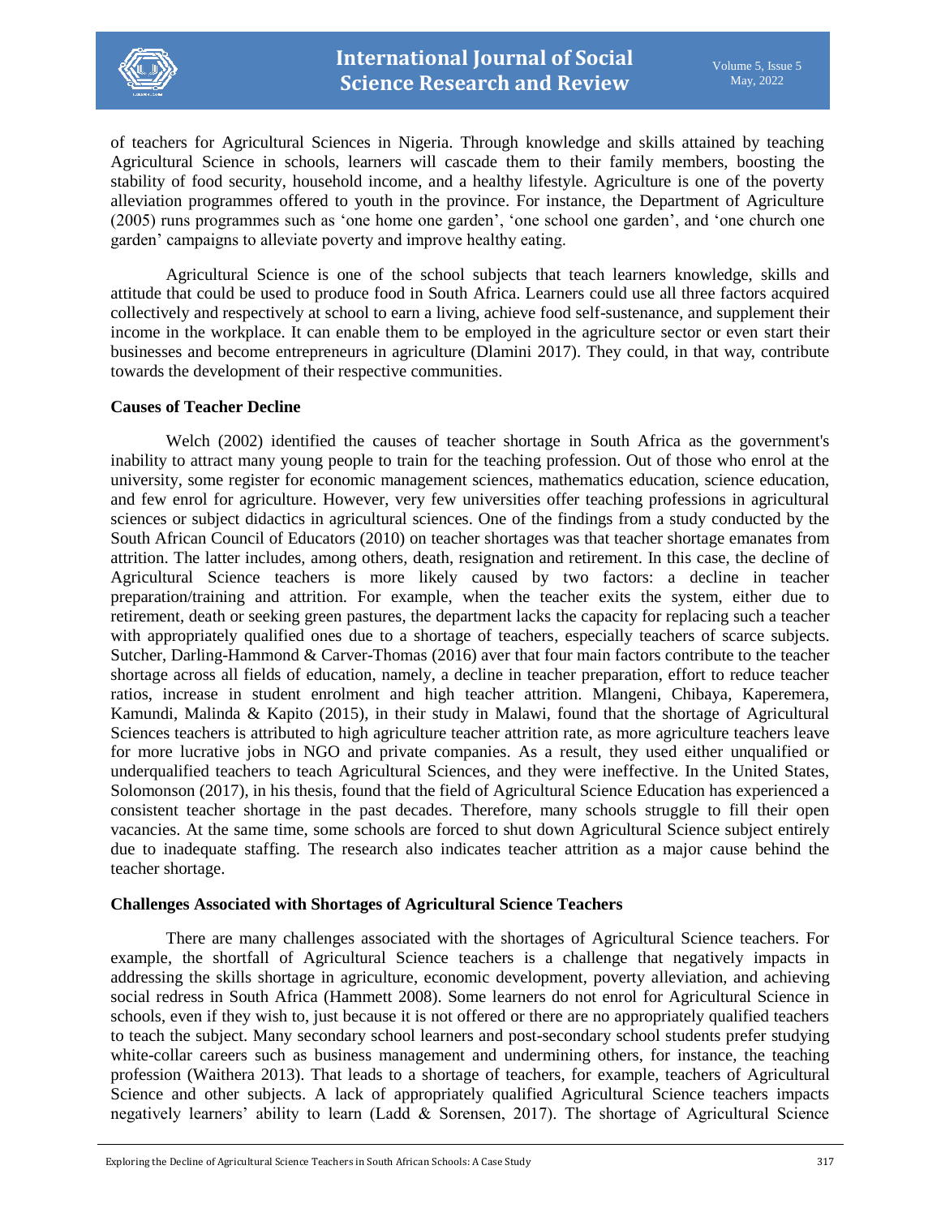of teachers for Agricultural Sciences in Nigeria. Through knowledge and skills attained by teaching Agricultural Science in schools, learners will cascade them to their family members, boosting the stability of food security, household income, and a healthy lifestyle. Agriculture is one of the poverty alleviation programmes offered to youth in the province. For instance, the Department of Agriculture (2005) runs programmes such as 'one home one garden', 'one school one garden', and 'one church one garden' campaigns to alleviate poverty and improve healthy eating.

Agricultural Science is one of the school subjects that teach learners knowledge, skills and attitude that could be used to produce food in South Africa. Learners could use all three factors acquired collectively and respectively at school to earn a living, achieve food self-sustenance, and supplement their income in the workplace. It can enable them to be employed in the agriculture sector or even start their businesses and become entrepreneurs in agriculture (Dlamini 2017). They could, in that way, contribute towards the development of their respective communities.

**Causes of Teacher Decline**

Welch (2002) identified the causes of teacher shortage in South Africa as the government's inability to attract many young people to train for the teaching profession. Out of those who enrol at the university, some register for economic management sciences, mathematics education, science education, and few enrol for agriculture. However, very few universities offer teaching professions in agricultural sciences or subject didactics in agricultural sciences. One of the findings from a study conducted by the South African Council of Educators (2010) on teacher shortages was that teacher shortage emanates from attrition. The latter includes, among others, death, resignation and retirement. In this case, the decline of Agricultural Science teachers is more likely caused by two factors: a decline in teacher preparation/training and attrition. For example, when the teacher exits the system, either due to retirement, death or seeking green pastures, the department lacks the capacity for replacing such a teacher with appropriately qualified ones due to a shortage of teachers, especially teachers of scarce subjects. Sutcher, Darling-Hammond & Carver-Thomas (2016) aver that four main factors contribute to the teacher shortage across all fields of education, namely, a decline in teacher preparation, effort to reduce teacher ratios, increase in student enrolment and high teacher attrition. Mlangeni, Chibaya, Kaperemera, Kamundi, Malinda & Kapito (2015), in their study in Malawi, found that the shortage of Agricultural Sciences teachers is attributed to high agriculture teacher attrition rate, as more agriculture teachers leave for more lucrative jobs in NGO and private companies. As a result, they used either unqualified or underqualified teachers to teach Agricultural Sciences, and they were ineffective. In the United States, Solomonson (2017), in his thesis, found that the field of Agricultural Science Education has experienced a consistent teacher shortage in the past decades. Therefore, many schools struggle to fill their open vacancies. At the same time, some schools are forced to shut down Agricultural Science subject entirely due to inadequate staffing. The research also indicates teacher attrition as a major cause behind the teacher shortage.

**Challenges Associated with Shortages of Agricultural Science Teachers**

There are many challenges associated with the shortages of Agricultural Science teachers. For example, the shortfall of Agricultural Science teachers is a challenge that negatively impacts in addressing the skills shortage in agriculture, economic development, poverty alleviation, and achieving social redress in South Africa (Hammett 2008). Some learners do not enrol for Agricultural Science in schools, even if they wish to, just because it is not offered or there are no appropriately qualified teachers to teach the subject. Many secondary school learners and post-secondary school students prefer studying white-collar careers such as business management and undermining others, for instance, the teaching profession (Waithera 2013). That leads to a shortage of teachers, for example, teachers of Agricultural Science and other subjects. A lack of appropriately qualified Agricultural Science teachers impacts negatively learners' ability to learn (Ladd & Sorensen, 2017). The shortage of Agricultural Science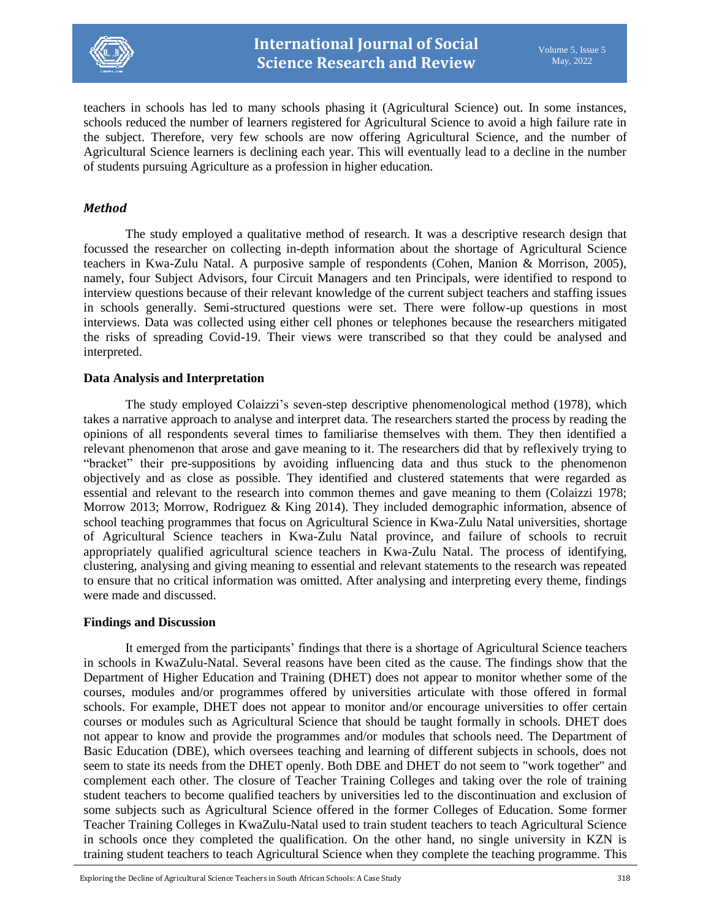teachers in schools has led to many schools phasing it (Agricultural Science) out. In some instances, schools reduced the number of learners registered for Agricultural Science to avoid a high failure rate in the subject. Therefore, very few schools are now offering Agricultural Science, and the number of Agricultural Science learners is declining each year. This will eventually lead to a decline in the number of students pursuing Agriculture as a profession in higher education.

### *Method*

The study employed a qualitative method of research. It was a descriptive research design that focussed the researcher on collecting in-depth information about the shortage of Agricultural Science teachers in Kwa-Zulu Natal. A purposive sample of respondents (Cohen, Manion & Morrison, 2005), namely, four Subject Advisors, four Circuit Managers and ten Principals, were identified to respond to interview questions because of their relevant knowledge of the current subject teachers and staffing issues in schools generally. Semi-structured questions were set. There were follow-up questions in most interviews. Data was collected using either cell phones or telephones because the researchers mitigated the risks of spreading Covid-19. Their views were transcribed so that they could be analysed and interpreted.

### **Data Analysis and Interpretation**

The study employed Colaizzi's seven-step descriptive phenomenological method (1978), which takes a narrative approach to analyse and interpret data. The researchers started the process by reading the opinions of all respondents several times to familiarise themselves with them. They then identified a relevant phenomenon that arose and gave meaning to it. The researchers did that by reflexively trying to "bracket" their pre-suppositions by avoiding influencing data and thus stuck to the phenomenon objectively and as close as possible. They identified and clustered statements that were regarded as essential and relevant to the research into common themes and gave meaning to them (Colaizzi 1978; Morrow 2013; Morrow, Rodriguez & King 2014). They included demographic information, absence of school teaching programmes that focus on Agricultural Science in Kwa-Zulu Natal universities, shortage of Agricultural Science teachers in Kwa-Zulu Natal province, and failure of schools to recruit appropriately qualified agricultural science teachers in Kwa-Zulu Natal. The process of identifying, clustering, analysing and giving meaning to essential and relevant statements to the research was repeated to ensure that no critical information was omitted. After analysing and interpreting every theme, findings were made and discussed.

### **Findings and Discussion**

It emerged from the participants' findings that there is a shortage of Agricultural Science teachers in schools in KwaZulu-Natal. Several reasons have been cited as the cause. The findings show that the Department of Higher Education and Training (DHET) does not appear to monitor whether some of the courses, modules and/or programmes offered by universities articulate with those offered in formal schools. For example, DHET does not appear to monitor and/or encourage universities to offer certain courses or modules such as Agricultural Science that should be taught formally in schools. DHET does not appear to know and provide the programmes and/or modules that schools need. The Department of Basic Education (DBE), which oversees teaching and learning of different subjects in schools, does not seem to state its needs from the DHET openly. Both DBE and DHET do not seem to "work together" and complement each other. The closure of Teacher Training Colleges and taking over the role of training student teachers to become qualified teachers by universities led to the discontinuation and exclusion of some subjects such as Agricultural Science offered in the former Colleges of Education. Some former Teacher Training Colleges in KwaZulu-Natal used to train student teachers to teach Agricultural Science in schools once they completed the qualification. On the other hand, no single university in KZN is training student teachers to teach Agricultural Science when they complete the teaching programme. This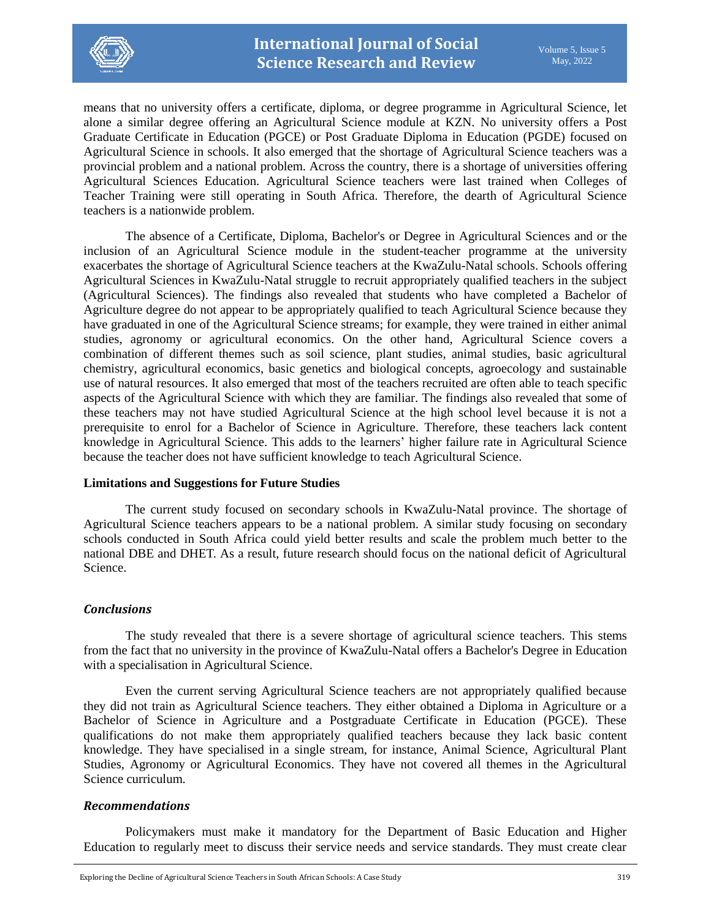means that no university offers a certificate, diploma, or degree programme in Agricultural Science, let alone a similar degree offering an Agricultural Science module at KZN. No university offers a Post Graduate Certificate in Education (PGCE) or Post Graduate Diploma in Education (PGDE) focused on Agricultural Science in schools. It also emerged that the shortage of Agricultural Science teachers was a provincial problem and a national problem. Across the country, there is a shortage of universities offering Agricultural Sciences Education. Agricultural Science teachers were last trained when Colleges of Teacher Training were still operating in South Africa. Therefore, the dearth of Agricultural Science teachers is a nationwide problem.

The absence of a Certificate, Diploma, Bachelor's or Degree in Agricultural Sciences and or the inclusion of an Agricultural Science module in the student-teacher programme at the university exacerbates the shortage of Agricultural Science teachers at the KwaZulu-Natal schools. Schools offering Agricultural Sciences in KwaZulu-Natal struggle to recruit appropriately qualified teachers in the subject (Agricultural Sciences). The findings also revealed that students who have completed a Bachelor of Agriculture degree do not appear to be appropriately qualified to teach Agricultural Science because they have graduated in one of the Agricultural Science streams; for example, they were trained in either animal studies, agronomy or agricultural economics. On the other hand, Agricultural Science covers a combination of different themes such as soil science, plant studies, animal studies, basic agricultural chemistry, agricultural economics, basic genetics and biological concepts, agroecology and sustainable use of natural resources. It also emerged that most of the teachers recruited are often able to teach specific aspects of the Agricultural Science with which they are familiar. The findings also revealed that some of these teachers may not have studied Agricultural Science at the high school level because it is not a prerequisite to enrol for a Bachelor of Science in Agriculture. Therefore, these teachers lack content knowledge in Agricultural Science. This adds to the learners' higher failure rate in Agricultural Science because the teacher does not have sufficient knowledge to teach Agricultural Science.

**Limitations and Suggestions for Future Studies**

The current study focused on secondary schools in KwaZulu-Natal province. The shortage of Agricultural Science teachers appears to be a national problem. A similar study focusing on secondary schools conducted in South Africa could yield better results and scale the problem much better to the national DBE and DHET. As a result, future research should focus on the national deficit of Agricultural Science.

## *Conclusions*

The study revealed that there is a severe shortage of agricultural science teachers. This stems from the fact that no university in the province of KwaZulu-Natal offers a Bachelor's Degree in Education with a specialisation in Agricultural Science.

Even the current serving Agricultural Science teachers are not appropriately qualified because they did not train as Agricultural Science teachers. They either obtained a Diploma in Agriculture or a Bachelor of Science in Agriculture and a Postgraduate Certificate in Education (PGCE). These qualifications do not make them appropriately qualified teachers because they lack basic content knowledge. They have specialised in a single stream, for instance, Animal Science, Agricultural Plant Studies, Agronomy or Agricultural Economics. They have not covered all themes in the Agricultural Science curriculum.

## *Recommendations*

Policymakers must make it mandatory for the Department of Basic Education and Higher Education to regularly meet to discuss their service needs and service standards. They must create clear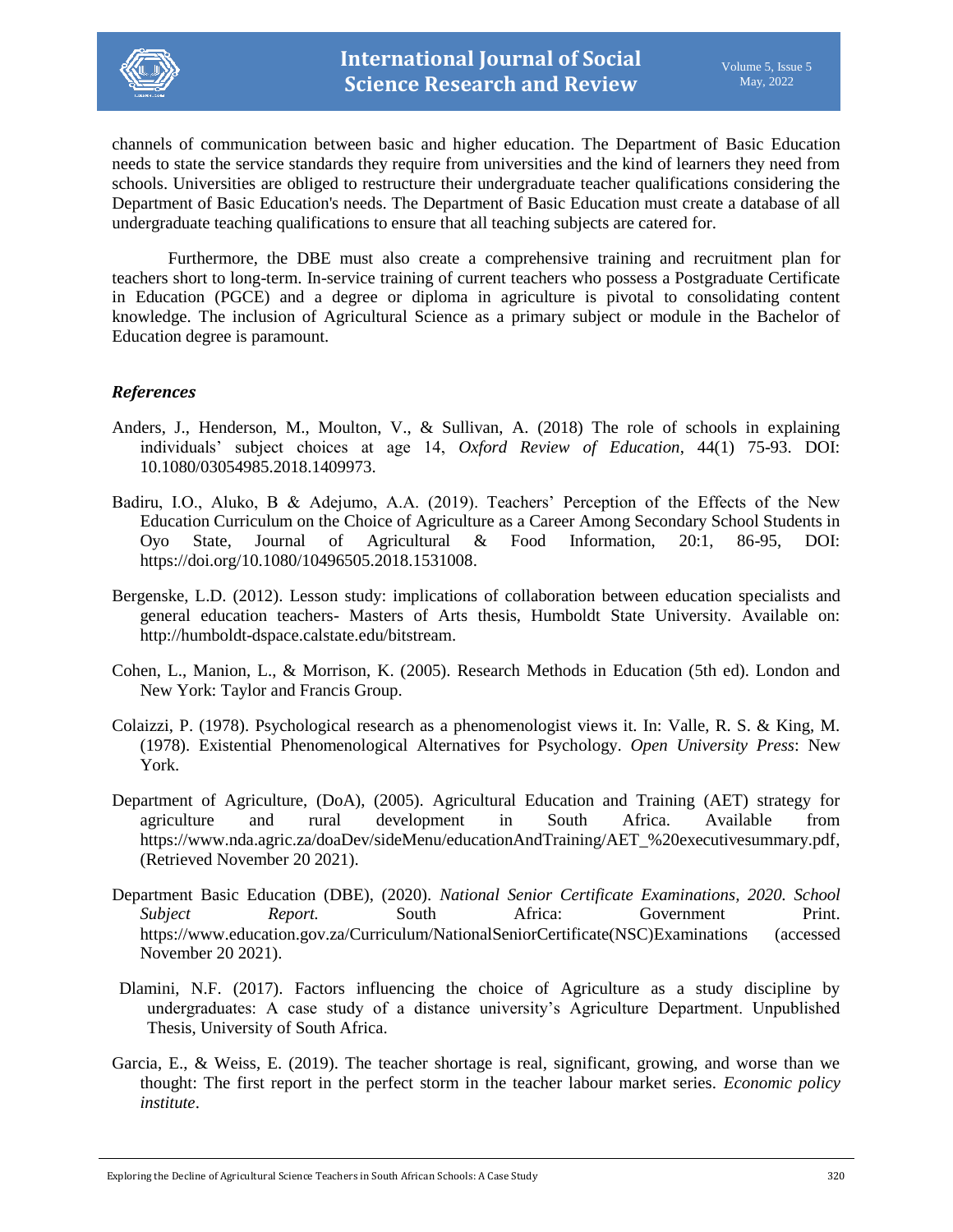channels of communication between basic and higher education. The Department of Basic Education needs to state the service standards they require from universities and the kind of learners they need from schools. Universities are obliged to restructure their undergraduate teacher qualifications considering the Department of Basic Education's needs. The Department of Basic Education must create a database of all undergraduate teaching qualifications to ensure that all teaching subjects are catered for.

Furthermore, the DBE must also create a comprehensive training and recruitment plan for teachers short to long-term. In-service training of current teachers who possess a Postgraduate Certificate in Education (PGCE) and a degree or diploma in agriculture is pivotal to consolidating content knowledge. The inclusion of Agricultural Science as a primary subject or module in the Bachelor of Education degree is paramount.

### *References*

Anders, J., Henderson, M., Moulton, V., & Sullivan, A. (2018) The role of schools in explaining individuals' subject choices at age 14, *Oxford Review of Education*, 44(1) 75-93. DOI: 10.1080/03054985.2018.1409973.

Badiru, I.O., Aluko, B & Adejumo, A.A. (2019). Teachers' Perception of the Effects of the New Education Curriculum on the Choice of Agriculture as a Career Among Secondary School Students in Oyo State, Journal of Agricultural & Food Information, 20:1, 86-95, DOI: https://doi.org/10.1080/10496505.2018.1531008.

Bergenske, L.D. (2012). Lesson study: implications of collaboration between education specialists and general education teachers- Masters of Arts thesis, Humboldt State University. Available on: http://humboldt-dspace.calstate.edu/bitstream.

Cohen, L., Manion, L., & Morrison, K. (2005). Research Methods in Education (5th ed). London and New York: Taylor and Francis Group.

Colaizzi, P. (1978). Psychological research as a phenomenologist views it. In: Valle, R. S. & King, M. (1978). Existential Phenomenological Alternatives for Psychology. *Open University Press*: New York.

Department of Agriculture, (DoA), (2005). Agricultural Education and Training (AET) strategy for agriculture and rural development in South Africa. Available from https://www.nda.agric.za/doaDev/sideMenu/educationAndTraining/AET_%20executivesummary.pdf, (Retrieved November 20 2021).

Department Basic Education (DBE), (2020). *National Senior Certificate Examinations, 2020. School Subject Report.* South Africa: Government Print. https://www.education.gov.za/Curriculum/NationalSeniorCertificate(NSC)Examinations (accessed November 20 2021).

Dlamini, N.F. (2017). Factors influencing the choice of Agriculture as a study discipline by undergraduates: A case study of a distance university's Agriculture Department. Unpublished Thesis, University of South Africa.

Garcia, E., & Weiss, E. (2019). The teacher shortage is real, significant, growing, and worse than we thought: The first report in the perfect storm in the teacher labour market series. *Economic policy institute*.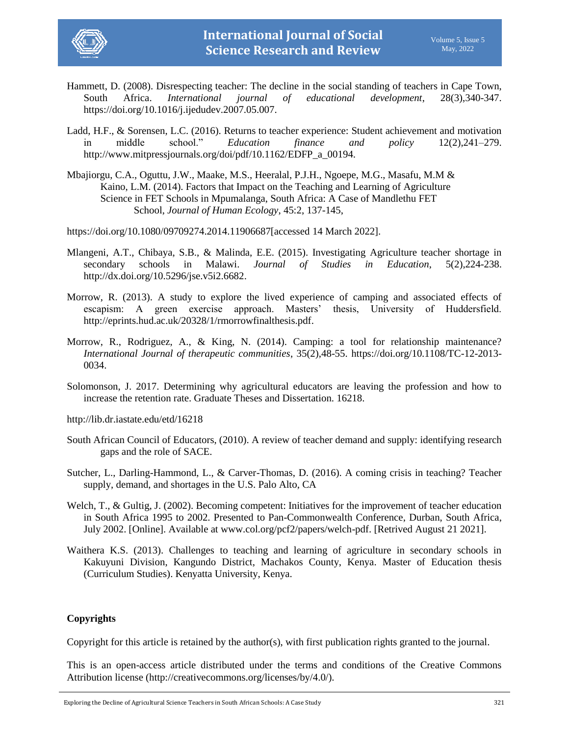Hammett, D. (2008). Disrespecting teacher: The decline in the social standing of teachers in Cape Town, South Africa. *International journal of educational development*, 28(3),340-347. https://doi.org/10.1016/j.ijedudev.2007.05.007.

Ladd, H.F., & Sorensen, L.C. (2016). Returns to teacher experience: Student achievement and motivation in middle school." *Education finance and policy* 12(2),241–279. http://www.mitpressjournals.org/doi/pdf/10.1162/EDFP_a_00194.

Mbajiorgu, C.A., Oguttu, J.W., Maake, M.S., Heeralal, P.J.H., Ngoepe, M.G., Masafu, M.M & Kaino, L.M. (2014). Factors that Impact on the Teaching and Learning of Agriculture Science in FET Schools in Mpumalanga, South Africa: A Case of Mandlethu FET School, *Journal of Human Ecology*, 45:2, 137-145,

https://doi.org/10.1080/09709274.2014.11906687[accessed 14 March 2022].

Mlangeni, A.T., Chibaya, S.B., & Malinda, E.E. (2015). Investigating Agriculture teacher shortage in secondary schools in Malawi. *Journal of Studies in Education*, 5(2),224-238. http://dx.doi.org/10.5296/jse.v5i2.6682.

Morrow, R. (2013). A study to explore the lived experience of camping and associated effects of escapism: A green exercise approach. Masters' thesis, University of Huddersfield. http://eprints.hud.ac.uk/20328/1/rmorrowfinalthesis.pdf.

Morrow, R., Rodriguez, A., & King, N. (2014). Camping: a tool for relationship maintenance? *International Journal of therapeutic communities*, 35(2),48-55. https://doi.org/10.1108/TC-12-2013-0034.

Solomonson, J. 2017. Determining why agricultural educators are leaving the profession and how to increase the retention rate. Graduate Theses and Dissertation. 16218.

http://lib.dr.iastate.edu/etd/16218

South African Council of Educators, (2010). A review of teacher demand and supply: identifying research gaps and the role of SACE.

Sutcher, L., Darling-Hammond, L., & Carver-Thomas, D. (2016). A coming crisis in teaching? Teacher supply, demand, and shortages in the U.S. Palo Alto, CA

Welch, T., & Gultig, J. (2002). Becoming competent: Initiatives for the improvement of teacher education in South Africa 1995 to 2002. Presented to Pan-Commonwealth Conference, Durban, South Africa, July 2002. [Online]. Available at www.col.org/pcf2/papers/welch-pdf. [Retrived August 21 2021].

Waithera K.S. (2013). Challenges to teaching and learning of agriculture in secondary schools in Kakuyuni Division, Kangundo District, Machakos County, Kenya. Master of Education thesis (Curriculum Studies). Kenyatta University, Kenya.

**Copyrights**

Copyright for this article is retained by the author(s), with first publication rights granted to the journal.

This is an open-access article distributed under the terms and conditions of the Creative Commons Attribution license (http://creativecommons.org/licenses/by/4.0/).